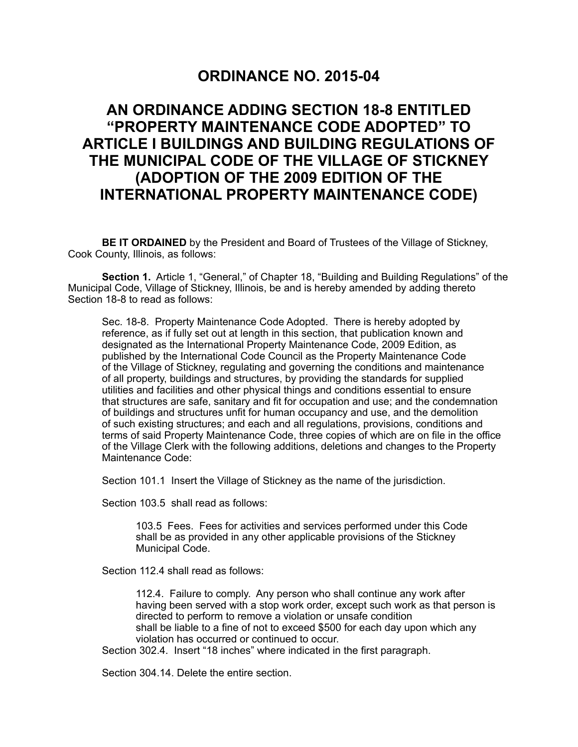# ORDINANCE NO. 2015-04

# AN ORDINANCE ADDING SECTION 18-8 ENTITLED "PROPERTY MAINTENANCE CODE ADOPTED" TO ARTICLE I BUILDINGS AND BUILDING REGULATIONS OF THE MUNICIPAL CODE OF THE VILLAGE OF STICKNEY (ADOPTION OF THE 2009 EDITION OF THE INTERNATIONAL PROPERTY MAINTENANCE CODE)

**BE IT ORDAINED** by the President and Board of Trustees of the Village of Stickney, Cook County, Illinois, as follows:

**Section 1.** Article 1, "General," of Chapter 18, "Building and Building Regulations" of the Municipal Code, Village of Stickney, Illinois, be and is hereby amended by adding thereto Section 18-8 to read as follows:

> Sec. 18-8. Property Maintenance Code Adopted. There is hereby adopted by reference, as if fully set out at length in this section, that publication known and designated as the International Property Maintenance Code, 2009 Edition, as published by the International Code Council as the Property Maintenance Code of the Village of Stickney, regulating and governing the conditions and maintenance of all property, buildings and structures, by providing the standards for supplied utilities and facilities and other physical things and conditions essential to ensure that structures are safe, sanitary and fit for occupation and use; and the condemnation of buildings and structures unfit for human occupancy and use, and the demolition of such existing structures; and each and all regulations, provisions, conditions and terms of said Property Maintenance Code, three copies of which are on file in the office of the Village Clerk with the following additions, deletions and changes to the Property Maintenance Code:
>
> Section 101.1 Insert the Village of Stickney as the name of the jurisdiction.
>
> Section 103.5 shall read as follows:
>
> > 103.5 Fees. Fees for activities and services performed under this Code shall be as provided in any other applicable provisions of the Stickney Municipal Code.
>
> Section 112.4 shall read as follows:
>
> > 112.4. Failure to comply. Any person who shall continue any work after having been served with a stop work order, except such work as that person is directed to perform to remove a violation or unsafe condition shall be liable to a fine of not to exceed $500 for each day upon which any violation has occurred or continued to occur.
>
> Section 302.4. Insert "18 inches" where indicated in the first paragraph.
>
> Section 304.14. Delete the entire section.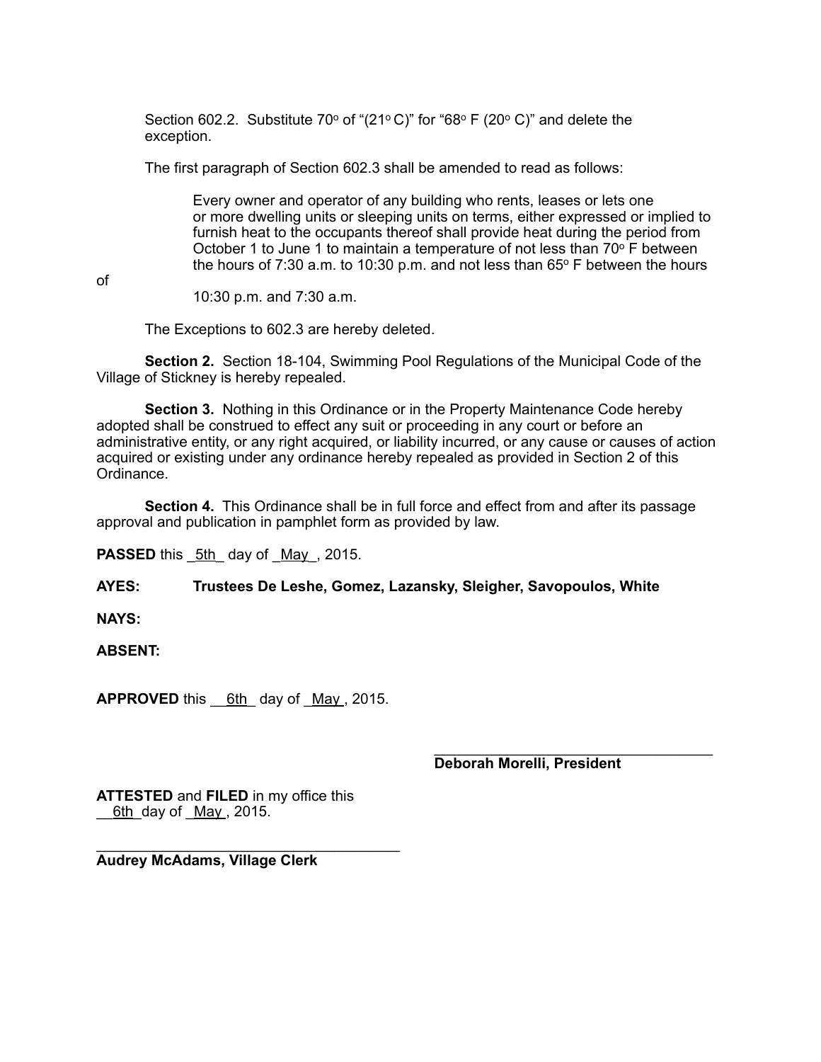Section 602.2. Substitute 70° of "(21° C)" for "68° F (20° C)" and delete the exception.

The first paragraph of Section 602.3 shall be amended to read as follows:

> Every owner and operator of any building who rents, leases or lets one or more dwelling units or sleeping units on terms, either expressed or implied to furnish heat to the occupants thereof shall provide heat during the period from October 1 to June 1 to maintain a temperature of not less than 70° F between the hours of 7:30 a.m. to 10:30 p.m. and not less than 65° F between the hours of 10:30 p.m. and 7:30 a.m.

The Exceptions to 602.3 are hereby deleted.

**Section 2.** Section 18-104, Swimming Pool Regulations of the Municipal Code of the Village of Stickney is hereby repealed.

**Section 3.** Nothing in this Ordinance or in the Property Maintenance Code hereby adopted shall be construed to effect any suit or proceeding in any court or before an administrative entity, or any right acquired, or liability incurred, or any cause or causes of action acquired or existing under any ordinance hereby repealed as provided in Section 2 of this Ordinance.

**Section 4.** This Ordinance shall be in full force and effect from and after its passage approval and publication in pamphlet form as provided by law.

**PASSED** this 5th day of May, 2015.

**AYES:** **Trustees De Leshe, Gomez, Lazansky, Sleigher, Savopoulos, White**

**NAYS:**

**ABSENT:**

**APPROVED** this 6th day of May, 2015.

\_\_\_\_\_\_\_\_\_\_\_\_\_\_\_\_\_\_\_\_\_\_\_\_\_\_\_\_\_\_\_\_\_\_\_\_
**Deborah Morelli, President**

**ATTESTED** and **FILED** in my office this 6th day of May, 2015.

\_\_\_\_\_\_\_\_\_\_\_\_\_\_\_\_\_\_\_\_\_\_\_\_\_\_\_\_\_\_\_\_\_\_\_\_
**Audrey McAdams, Village Clerk**